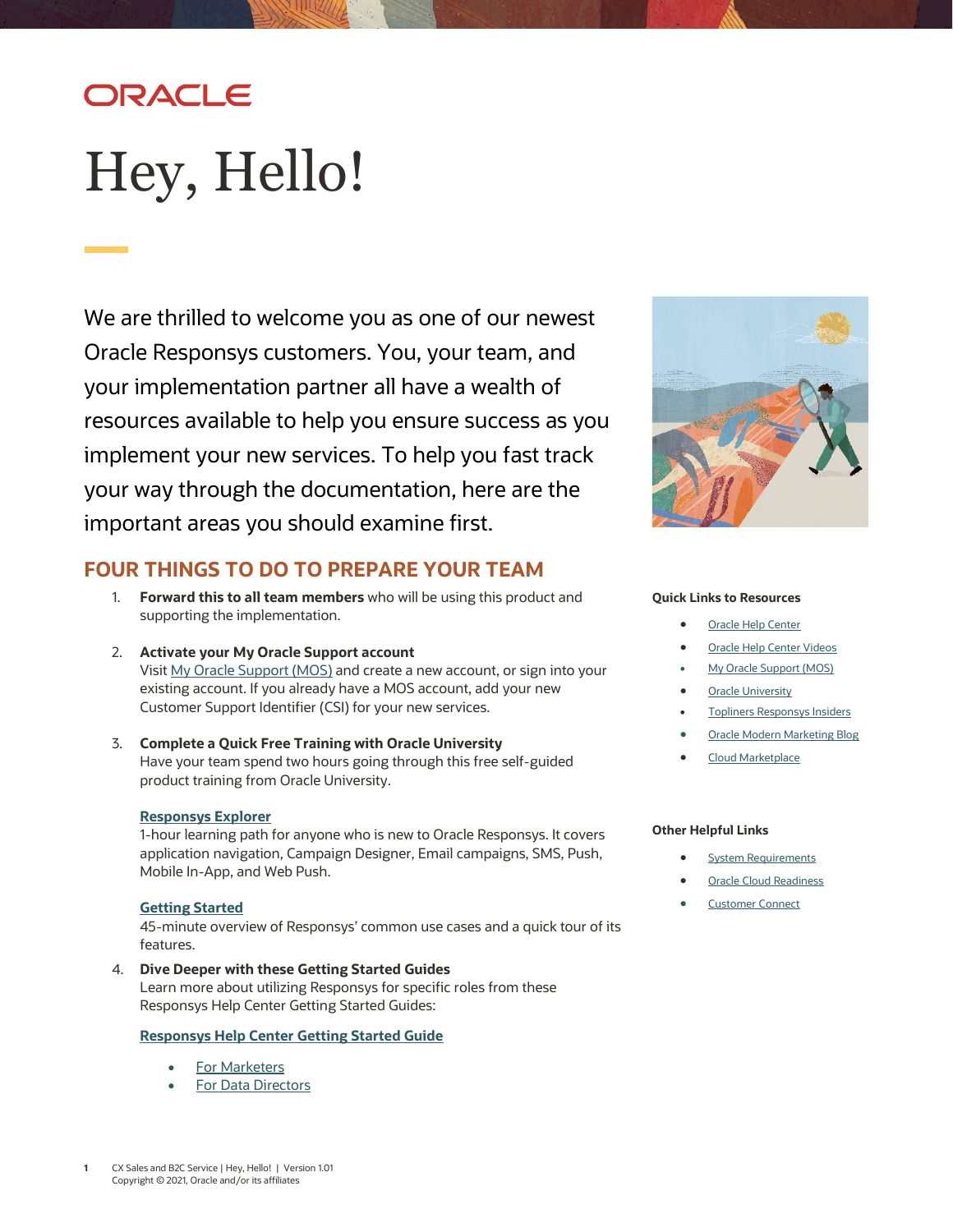ORACLE

# Hey, Hello!

We are thrilled to welcome you as one of our newest Oracle Responsys customers. You, your team, and your implementation partner all have a wealth of resources available to help you ensure success as you implement your new services. To help you fast track your way through the documentation, here are the important areas you should examine first.

## FOUR THINGS TO DO TO PREPARE YOUR TEAM

1. **Forward this to all team members** who will be using this product and supporting the implementation.

2. **Activate your My Oracle Support account**
   Visit My Oracle Support (MOS) and create a new account, or sign into your existing account. If you already have a MOS account, add your new Customer Support Identifier (CSI) for your new services.

3. **Complete a Quick Free Training with Oracle University**
   Have your team spend two hours going through this free self-guided product training from Oracle University.

   **Responsys Explorer**
   1-hour learning path for anyone who is new to Oracle Responsys. It covers application navigation, Campaign Designer, Email campaigns, SMS, Push, Mobile In-App, and Web Push.

   **Getting Started**
   45-minute overview of Responsys' common use cases and a quick tour of its features.

4. **Dive Deeper with these Getting Started Guides**
   Learn more about utilizing Responsys for specific roles from these Responsys Help Center Getting Started Guides:

   **Responsys Help Center Getting Started Guide**

   - For Marketers
   - For Data Directors

**Quick Links to Resources**

- Oracle Help Center
- Oracle Help Center Videos
- My Oracle Support (MOS)
- Oracle University
- Topliners Responsys Insiders
- Oracle Modern Marketing Blog
- Cloud Marketplace

**Other Helpful Links**

- System Requirements
- Oracle Cloud Readiness
- Customer Connect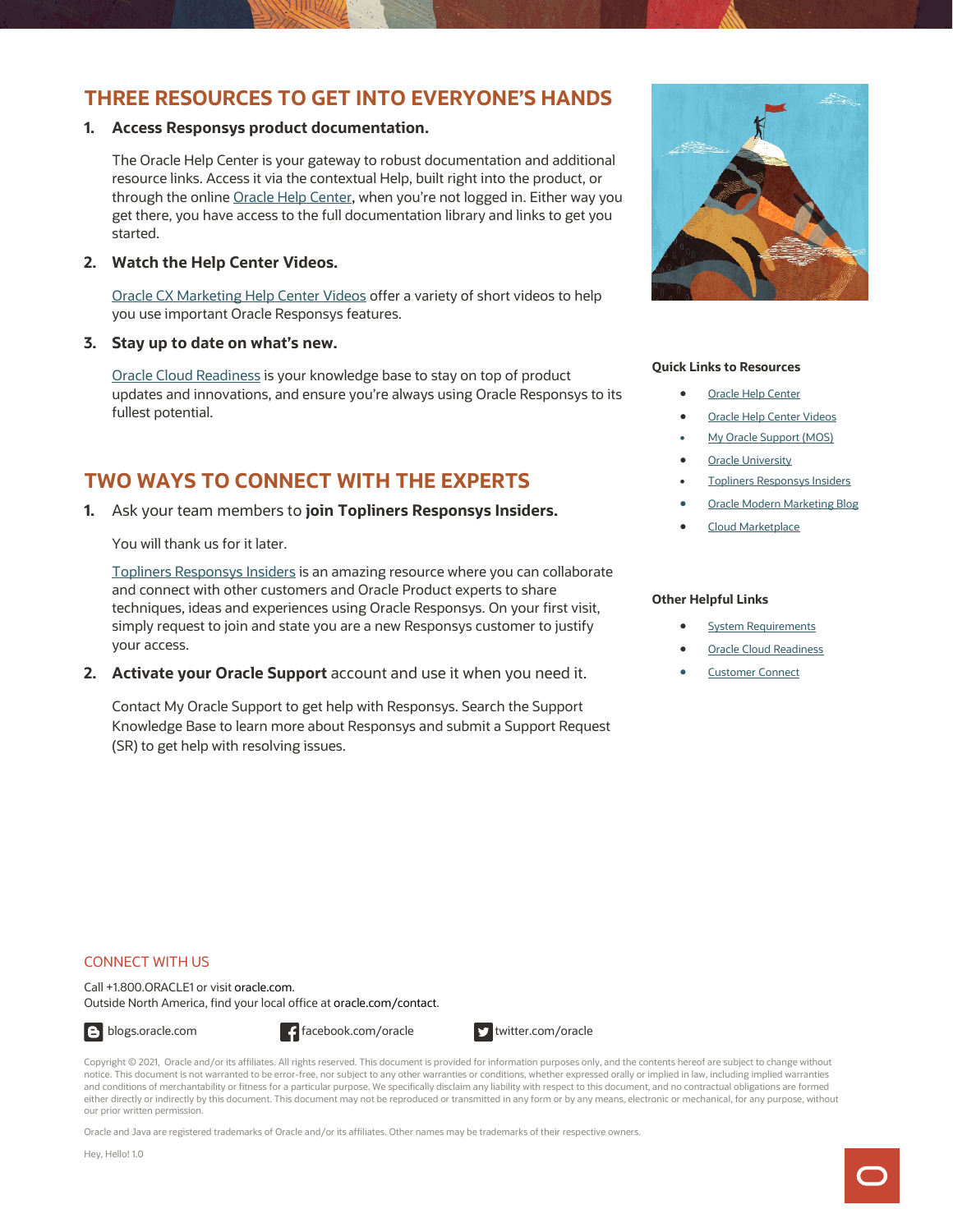## THREE RESOURCES TO GET INTO EVERYONE'S HANDS

1. **Access Responsys product documentation.**

   The Oracle Help Center is your gateway to robust documentation and additional resource links. Access it via the contextual Help, built right into the product, or through the online Oracle Help Center, when you're not logged in. Either way you get there, you have access to the full documentation library and links to get you started.

2. **Watch the Help Center Videos.**

   Oracle CX Marketing Help Center Videos offer a variety of short videos to help you use important Oracle Responsys features.

3. **Stay up to date on what's new.**

   Oracle Cloud Readiness is your knowledge base to stay on top of product updates and innovations, and ensure you're always using Oracle Responsys to its fullest potential.

## TWO WAYS TO CONNECT WITH THE EXPERTS

1. Ask your team members to **join Topliners Responsys Insiders.**

   You will thank us for it later.

   Topliners Responsys Insiders is an amazing resource where you can collaborate and connect with other customers and Oracle Product experts to share techniques, ideas and experiences using Oracle Responsys. On your first visit, simply request to join and state you are a new Responsys customer to justify your access.

2. **Activate your Oracle Support** account and use it when you need it.

   Contact My Oracle Support to get help with Responsys. Search the Support Knowledge Base to learn more about Responsys and submit a Support Request (SR) to get help with resolving issues.

**Quick Links to Resources**

- Oracle Help Center
- Oracle Help Center Videos
- My Oracle Support (MOS)
- Oracle University
- Topliners Responsys Insiders
- Oracle Modern Marketing Blog
- Cloud Marketplace

**Other Helpful Links**

- System Requirements
- Oracle Cloud Readiness
- Customer Connect

CONNECT WITH US

Call +1.800.ORACLE1 or visit oracle.com.
Outside North America, find your local office at oracle.com/contact.

blogs.oracle.com    facebook.com/oracle    twitter.com/oracle

Copyright © 2021, Oracle and/or its affiliates. All rights reserved. This document is provided for information purposes only, and the contents hereof are subject to change without notice. This document is not warranted to be error-free, nor subject to any other warranties or conditions, whether expressed orally or implied in law, including implied warranties and conditions of merchantability or fitness for a particular purpose. We specifically disclaim any liability with respect to this document, and no contractual obligations are formed either directly or indirectly by this document. This document may not be reproduced or transmitted in any form or by any means, electronic or mechanical, for any purpose, without our prior written permission.

Oracle and Java are registered trademarks of Oracle and/or its affiliates. Other names may be trademarks of their respective owners.

Hey, Hello! 1.0